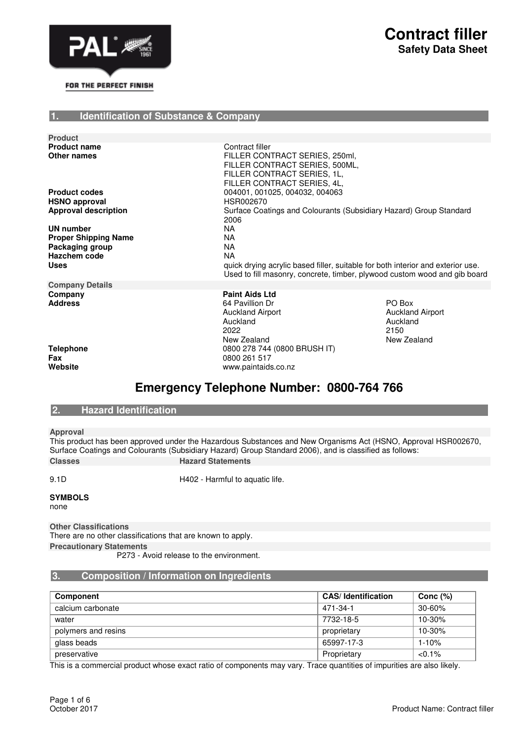# Contract filler

**Safety Data Sheet**

FOR THE PERFECT FINISH

## 1. Identification of Substance & Company

**Product**

| | |
|---|---|
| **Product name** | Contract filler |
| **Other names** | FILLER CONTRACT SERIES, 250ml, FILLER CONTRACT SERIES, 500ML, FILLER CONTRACT SERIES, 1L, FILLER CONTRACT SERIES, 4L, |
| **Product codes** | 004001, 001025, 004032, 004063 |
| **HSNO approval** | HSR002670 |
| **Approval description** | Surface Coatings and Colourants (Subsidiary Hazard) Group Standard 2006 |
| **UN number** | NA |
| **Proper Shipping Name** | NA |
| **Packaging group** | NA |
| **Hazchem code** | NA |
| **Uses** | quick drying acrylic based filler, suitable for both interior and exterior use. Used to fill masonry, concrete, timber, plywood custom wood and gib board |

**Company Details**

| | | |
|---|---|---|
| **Company** | **Paint Aids Ltd** | |
| **Address** | 64 Pavillion Dr<br>Auckland Airport<br>Auckland<br>2022<br>New Zealand | PO Box<br>Auckland Airport<br>Auckland<br>2150<br>New Zealand |
| **Telephone** | 0800 278 744 (0800 BRUSH IT) | |
| **Fax** | 0800 261 517 | |
| **Website** | www.paintaids.co.nz | |

## Emergency Telephone Number: 0800-764 766

## 2. Hazard Identification

**Approval**

This product has been approved under the Hazardous Substances and New Organisms Act (HSNO, Approval HSR002670, Surface Coatings and Colourants (Subsidiary Hazard) Group Standard 2006), and is classified as follows:

| Classes | Hazard Statements |
|---|---|
| 9.1D | H402 - Harmful to aquatic life. |

**SYMBOLS**

none

**Other Classifications**

There are no other classifications that are known to apply.

**Precautionary Statements**

P273 - Avoid release to the environment.

## 3. Composition / Information on Ingredients

| Component | CAS/ Identification | Conc (%) |
|---|---|---|
| calcium carbonate | 471-34-1 | 30-60% |
| water | 7732-18-5 | 10-30% |
| polymers and resins | proprietary | 10-30% |
| glass beads | 65997-17-3 | 1-10% |
| preservative | Proprietary | <0.1% |

This is a commercial product whose exact ratio of components may vary. Trace quantities of impurities are also likely.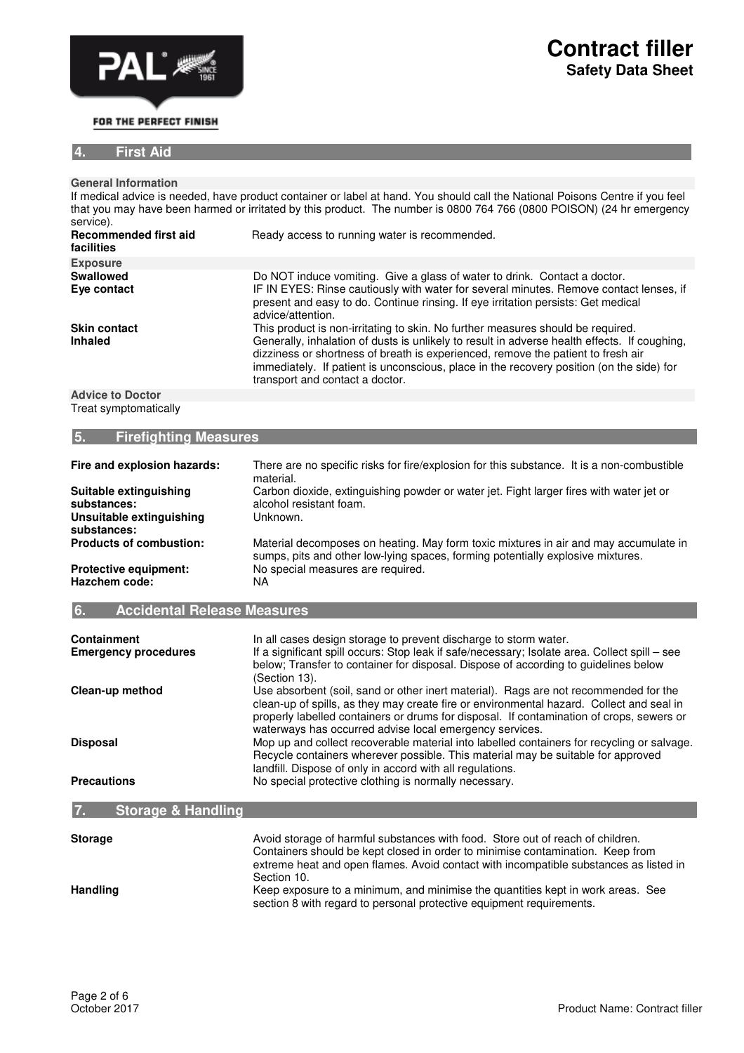## 4. First Aid

### General Information

If medical advice is needed, have product container or label at hand. You should call the National Poisons Centre if you feel that you may have been harmed or irritated by this product. The number is 0800 764 766 (0800 POISON) (24 hr emergency service).

| | |
|---|---|
| **Recommended first aid facilities** | Ready access to running water is recommended. |

### Exposure

| | |
|---|---|
| **Swallowed** | Do NOT induce vomiting. Give a glass of water to drink. Contact a doctor. |
| **Eye contact** | IF IN EYES: Rinse cautiously with water for several minutes. Remove contact lenses, if present and easy to do. Continue rinsing. If eye irritation persists: Get medical advice/attention. |
| **Skin contact** | This product is non-irritating to skin. No further measures should be required. |
| **Inhaled** | Generally, inhalation of dusts is unlikely to result in adverse health effects. If coughing, dizziness or shortness of breath is experienced, remove the patient to fresh air immediately. If patient is unconscious, place in the recovery position (on the side) for transport and contact a doctor. |

### Advice to Doctor

Treat symptomatically

## 5. Firefighting Measures

| | |
|---|---|
| **Fire and explosion hazards:** | There are no specific risks for fire/explosion for this substance. It is a non-combustible material. |
| **Suitable extinguishing substances:** | Carbon dioxide, extinguishing powder or water jet. Fight larger fires with water jet or alcohol resistant foam. |
| **Unsuitable extinguishing substances:** | Unknown. |
| **Products of combustion:** | Material decomposes on heating. May form toxic mixtures in air and may accumulate in sumps, pits and other low-lying spaces, forming potentially explosive mixtures. |
| **Protective equipment:** | No special measures are required. |
| **Hazchem code:** | NA |

## 6. Accidental Release Measures

| | |
|---|---|
| **Containment** | In all cases design storage to prevent discharge to storm water. |
| **Emergency procedures** | If a significant spill occurs: Stop leak if safe/necessary; Isolate area. Collect spill – see below; Transfer to container for disposal. Dispose of according to guidelines below (Section 13). |
| **Clean-up method** | Use absorbent (soil, sand or other inert material). Rags are not recommended for the clean-up of spills, as they may create fire or environmental hazard. Collect and seal in properly labelled containers or drums for disposal. If contamination of crops, sewers or waterways has occurred advise local emergency services. |
| **Disposal** | Mop up and collect recoverable material into labelled containers for recycling or salvage. Recycle containers wherever possible. This material may be suitable for approved landfill. Dispose of only in accord with all regulations. |
| **Precautions** | No special protective clothing is normally necessary. |

## 7. Storage & Handling

| | |
|---|---|
| **Storage** | Avoid storage of harmful substances with food. Store out of reach of children. Containers should be kept closed in order to minimise contamination. Keep from extreme heat and open flames. Avoid contact with incompatible substances as listed in Section 10. |
| **Handling** | Keep exposure to a minimum, and minimise the quantities kept in work areas. See section 8 with regard to personal protective equipment requirements. |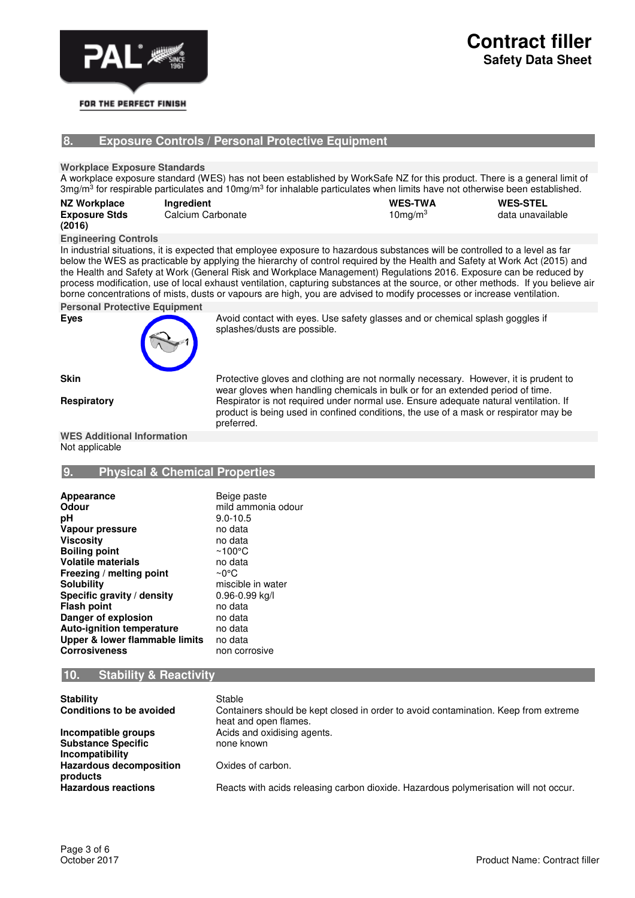## 8. Exposure Controls / Personal Protective Equipment

**Workplace Exposure Standards**

A workplace exposure standard (WES) has not been established by WorkSafe NZ for this product. There is a general limit of 3mg/m$^3$ for respirable particulates and 10mg/m$^3$ for inhalable particulates when limits have not otherwise been established.

| NZ Workplace Exposure Stds (2016) | Ingredient | WES-TWA | WES-STEL |
|---|---|---|---|
| | Calcium Carbonate | 10mg/m$^3$ | data unavailable |

**Engineering Controls**

In industrial situations, it is expected that employee exposure to hazardous substances will be controlled to a level as far below the WES as practicable by applying the hierarchy of control required by the Health and Safety at Work Act (2015) and the Health and Safety at Work (General Risk and Workplace Management) Regulations 2016. Exposure can be reduced by process modification, use of local exhaust ventilation, capturing substances at the source, or other methods. If you believe air borne concentrations of mists, dusts or vapours are high, you are advised to modify processes or increase ventilation.

**Personal Protective Equipment**

**Eyes**
Avoid contact with eyes. Use safety glasses and or chemical splash goggles if splashes/dusts are possible.

**Skin**
Protective gloves and clothing are not normally necessary. However, it is prudent to wear gloves when handling chemicals in bulk or for an extended period of time.

**Respiratory**
Respirator is not required under normal use. Ensure adequate natural ventilation. If product is being used in confined conditions, the use of a mask or respirator may be preferred.

**WES Additional Information**

Not applicable

## 9. Physical & Chemical Properties

| | |
|---|---|
| **Appearance** | Beige paste |
| **Odour** | mild ammonia odour |
| **pH** | 9.0-10.5 |
| **Vapour pressure** | no data |
| **Viscosity** | no data |
| **Boiling point** | ~100°C |
| **Volatile materials** | no data |
| **Freezing / melting point** | ~0°C |
| **Solubility** | miscible in water |
| **Specific gravity / density** | 0.96-0.99 kg/l |
| **Flash point** | no data |
| **Danger of explosion** | no data |
| **Auto-ignition temperature** | no data |
| **Upper & lower flammable limits** | no data |
| **Corrosiveness** | non corrosive |

## 10. Stability & Reactivity

| | |
|---|---|
| **Stability** | Stable |
| **Conditions to be avoided** | Containers should be kept closed in order to avoid contamination. Keep from extreme heat and open flames. |
| **Incompatible groups** | Acids and oxidising agents. |
| **Substance Specific Incompatibility** | none known |
| **Hazardous decomposition products** | Oxides of carbon. |
| **Hazardous reactions** | Reacts with acids releasing carbon dioxide. Hazardous polymerisation will not occur. |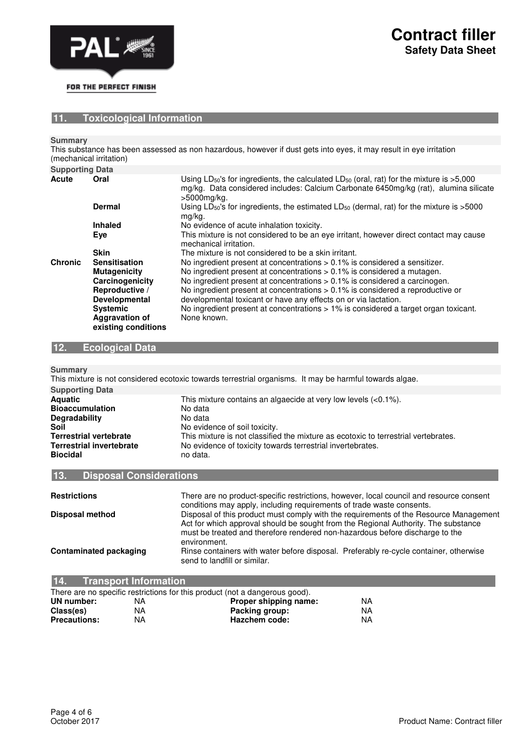## 11. Toxicological Information

**Summary**

This substance has been assessed as non hazardous, however if dust gets into eyes, it may result in eye irritation (mechanical irritation)

**Supporting Data**

| | | |
|---|---|---|
| **Acute** | **Oral** | Using $LD_{50}$'s for ingredients, the calculated $LD_{50}$ (oral, rat) for the mixture is >5,000 mg/kg. Data considered includes: Calcium Carbonate 6450mg/kg (rat), alumina silicate >5000mg/kg. |
| | **Dermal** | Using $LD_{50}$'s for ingredients, the estimated $LD_{50}$ (dermal, rat) for the mixture is >5000 mg/kg. |
| | **Inhaled** | No evidence of acute inhalation toxicity. |
| | **Eye** | This mixture is not considered to be an eye irritant, however direct contact may cause mechanical irritation. |
| | **Skin** | The mixture is not considered to be a skin irritant. |
| **Chronic** | **Sensitisation** | No ingredient present at concentrations > 0.1% is considered a sensitizer. |
| | **Mutagenicity** | No ingredient present at concentrations > 0.1% is considered a mutagen. |
| | **Carcinogenicity** | No ingredient present at concentrations > 0.1% is considered a carcinogen. |
| | **Reproductive / Developmental** | No ingredient present at concentrations > 0.1% is considered a reproductive or developmental toxicant or have any effects on or via lactation. |
| | **Systemic** | No ingredient present at concentrations > 1% is considered a target organ toxicant. |
| | **Aggravation of existing conditions** | None known. |

## 12. Ecological Data

**Summary**

This mixture is not considered ecotoxic towards terrestrial organisms. It may be harmful towards algae.

**Supporting Data**

| | |
|---|---|
| **Aquatic** | This mixture contains an algaecide at very low levels (<0.1%). |
| **Bioaccumulation** | No data |
| **Degradability** | No data |
| **Soil** | No evidence of soil toxicity. |
| **Terrestrial vertebrate** | This mixture is not classified the mixture as ecotoxic to terrestrial vertebrates. |
| **Terrestrial invertebrate** | No evidence of toxicity towards terrestrial invertebrates. |
| **Biocidal** | no data. |

## 13. Disposal Considerations

| | |
|---|---|
| **Restrictions** | There are no product-specific restrictions, however, local council and resource consent conditions may apply, including requirements of trade waste consents. |
| **Disposal method** | Disposal of this product must comply with the requirements of the Resource Management Act for which approval should be sought from the Regional Authority. The substance must be treated and therefore rendered non-hazardous before discharge to the environment. |
| **Contaminated packaging** | Rinse containers with water before disposal. Preferably re-cycle container, otherwise send to landfill or similar. |

## 14. Transport Information

There are no specific restrictions for this product (not a dangerous good).

| | | | |
|---|---|---|---|
| **UN number:** | NA | **Proper shipping name:** | NA |
| **Class(es)** | NA | **Packing group:** | NA |
| **Precautions:** | NA | **Hazchem code:** | NA |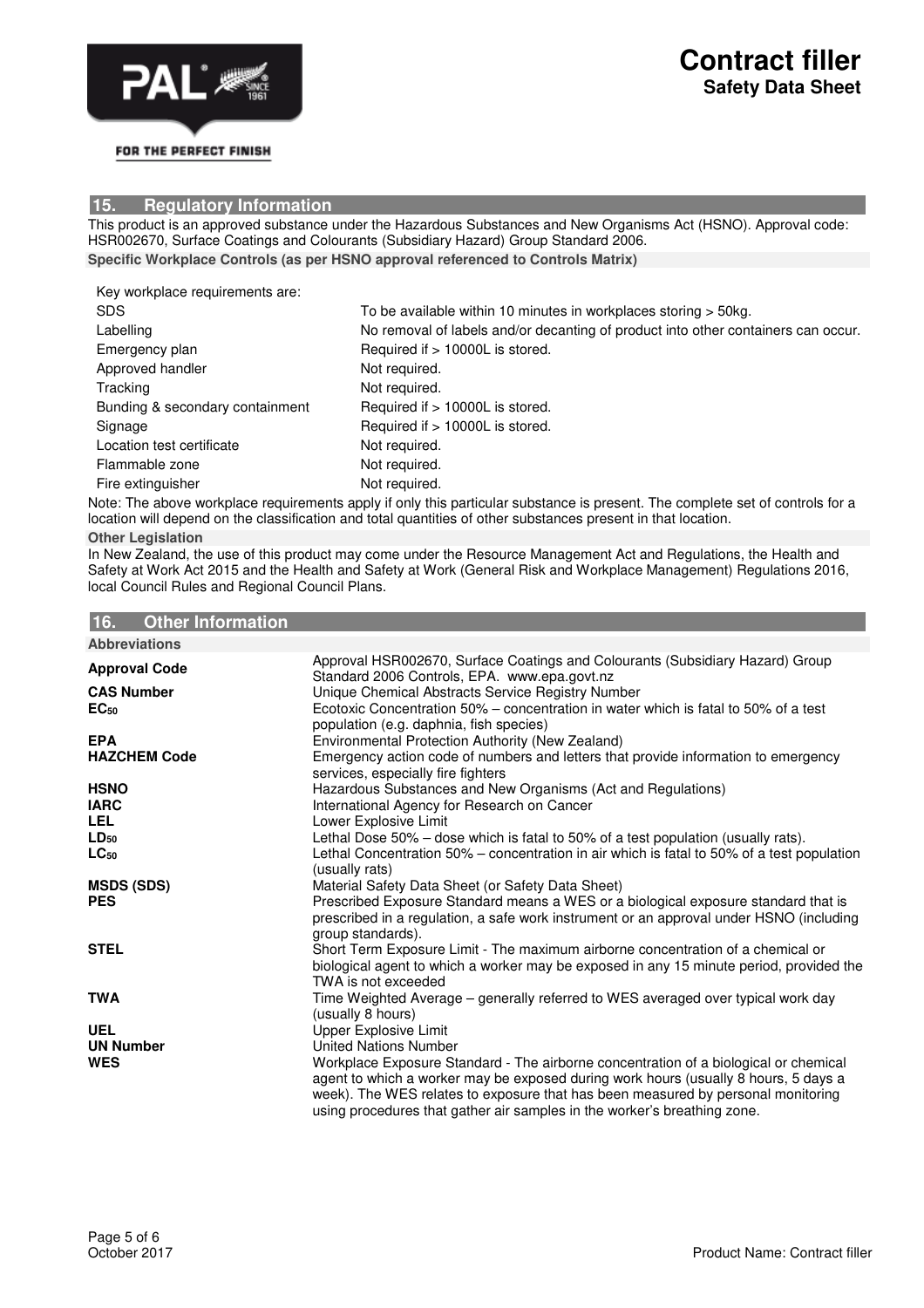## 15. Regulatory Information

This product is an approved substance under the Hazardous Substances and New Organisms Act (HSNO). Approval code: HSR002670, Surface Coatings and Colourants (Subsidiary Hazard) Group Standard 2006.

**Specific Workplace Controls (as per HSNO approval referenced to Controls Matrix)**

Key workplace requirements are:

| | |
|---|---|
| SDS | To be available within 10 minutes in workplaces storing > 50kg. |
| Labelling | No removal of labels and/or decanting of product into other containers can occur. |
| Emergency plan | Required if > 10000L is stored. |
| Approved handler | Not required. |
| Tracking | Not required. |
| Bunding & secondary containment | Required if > 10000L is stored. |
| Signage | Required if > 10000L is stored. |
| Location test certificate | Not required. |
| Flammable zone | Not required. |
| Fire extinguisher | Not required. |

Note: The above workplace requirements apply if only this particular substance is present. The complete set of controls for a location will depend on the classification and total quantities of other substances present in that location.

**Other Legislation**

In New Zealand, the use of this product may come under the Resource Management Act and Regulations, the Health and Safety at Work Act 2015 and the Health and Safety at Work (General Risk and Workplace Management) Regulations 2016, local Council Rules and Regional Council Plans.

## 16. Other Information

**Abbreviations**

| | |
|---|---|
| **Approval Code** | Approval HSR002670, Surface Coatings and Colourants (Subsidiary Hazard) Group Standard 2006 Controls, EPA. www.epa.govt.nz |
| **CAS Number** | Unique Chemical Abstracts Service Registry Number |
| **$EC_{50}$** | Ecotoxic Concentration 50% – concentration in water which is fatal to 50% of a test population (e.g. daphnia, fish species) |
| **EPA** | Environmental Protection Authority (New Zealand) |
| **HAZCHEM Code** | Emergency action code of numbers and letters that provide information to emergency services, especially fire fighters |
| **HSNO** | Hazardous Substances and New Organisms (Act and Regulations) |
| **IARC** | International Agency for Research on Cancer |
| **LEL** | Lower Explosive Limit |
| **$LD_{50}$** | Lethal Dose 50% – dose which is fatal to 50% of a test population (usually rats). |
| **$LC_{50}$** | Lethal Concentration 50% – concentration in air which is fatal to 50% of a test population (usually rats) |
| **MSDS (SDS)** | Material Safety Data Sheet (or Safety Data Sheet) |
| **PES** | Prescribed Exposure Standard means a WES or a biological exposure standard that is prescribed in a regulation, a safe work instrument or an approval under HSNO (including group standards). |
| **STEL** | Short Term Exposure Limit - The maximum airborne concentration of a chemical or biological agent to which a worker may be exposed in any 15 minute period, provided the TWA is not exceeded |
| **TWA** | Time Weighted Average – generally referred to WES averaged over typical work day (usually 8 hours) |
| **UEL** | Upper Explosive Limit |
| **UN Number** | United Nations Number |
| **WES** | Workplace Exposure Standard - The airborne concentration of a biological or chemical agent to which a worker may be exposed during work hours (usually 8 hours, 5 days a week). The WES relates to exposure that has been measured by personal monitoring using procedures that gather air samples in the worker's breathing zone. |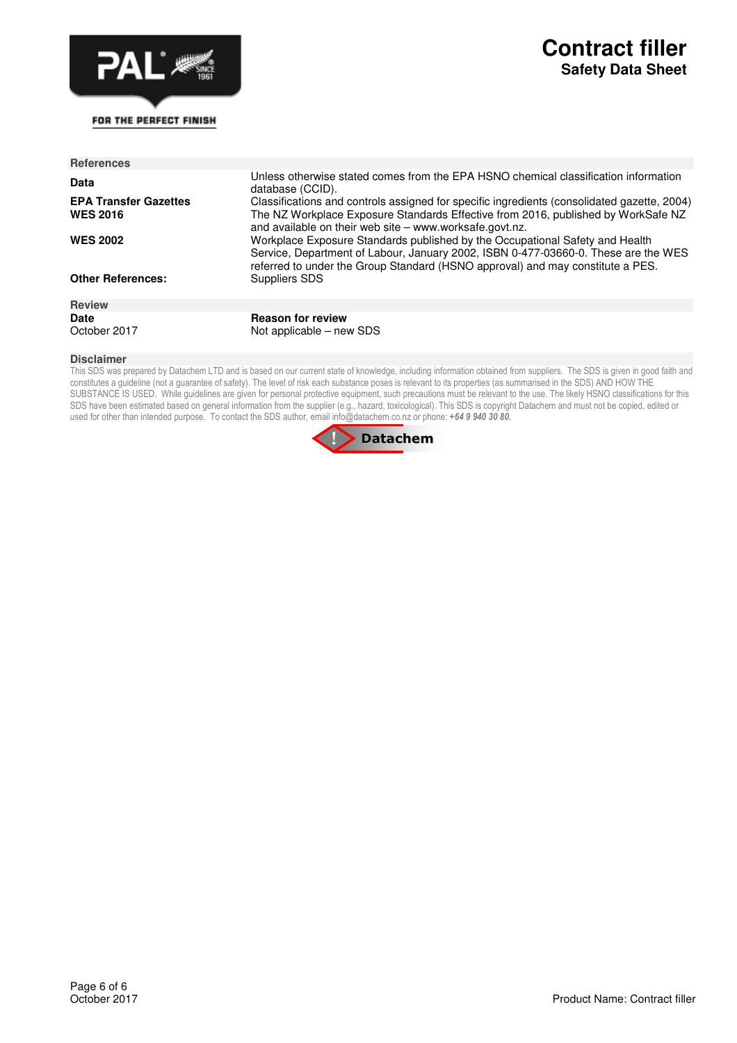## References

| | |
|---|---|
| **Data** | Unless otherwise stated comes from the EPA HSNO chemical classification information database (CCID). |
| **EPA Transfer Gazettes** | Classifications and controls assigned for specific ingredients (consolidated gazette, 2004) |
| **WES 2016** | The NZ Workplace Exposure Standards Effective from 2016, published by WorkSafe NZ and available on their web site – www.worksafe.govt.nz. |
| **WES 2002** | Workplace Exposure Standards published by the Occupational Safety and Health Service, Department of Labour, January 2002, ISBN 0-477-03660-0. These are the WES referred to under the Group Standard (HSNO approval) and may constitute a PES. |
| **Other References:** | Suppliers SDS |

## Review

| **Date** | **Reason for review** |
|---|---|
| October 2017 | Not applicable – new SDS |

## Disclaimer

This SDS was prepared by Datachem LTD and is based on our current state of knowledge, including information obtained from suppliers. The SDS is given in good faith and constitutes a guideline (not a guarantee of safety). The level of risk each substance poses is relevant to its properties (as summarised in the SDS) AND HOW THE SUBSTANCE IS USED. While guidelines are given for personal protective equipment, such precautions must be relevant to the use. The likely HSNO classifications for this SDS have been estimated based on general information from the supplier (e.g., hazard, toxicological). This SDS is copyright Datachem and must not be copied, edited or used for other than intended purpose. To contact the SDS author, email info@datachem.co.nz or phone: ***+64 9 940 30 80.***

Datachem